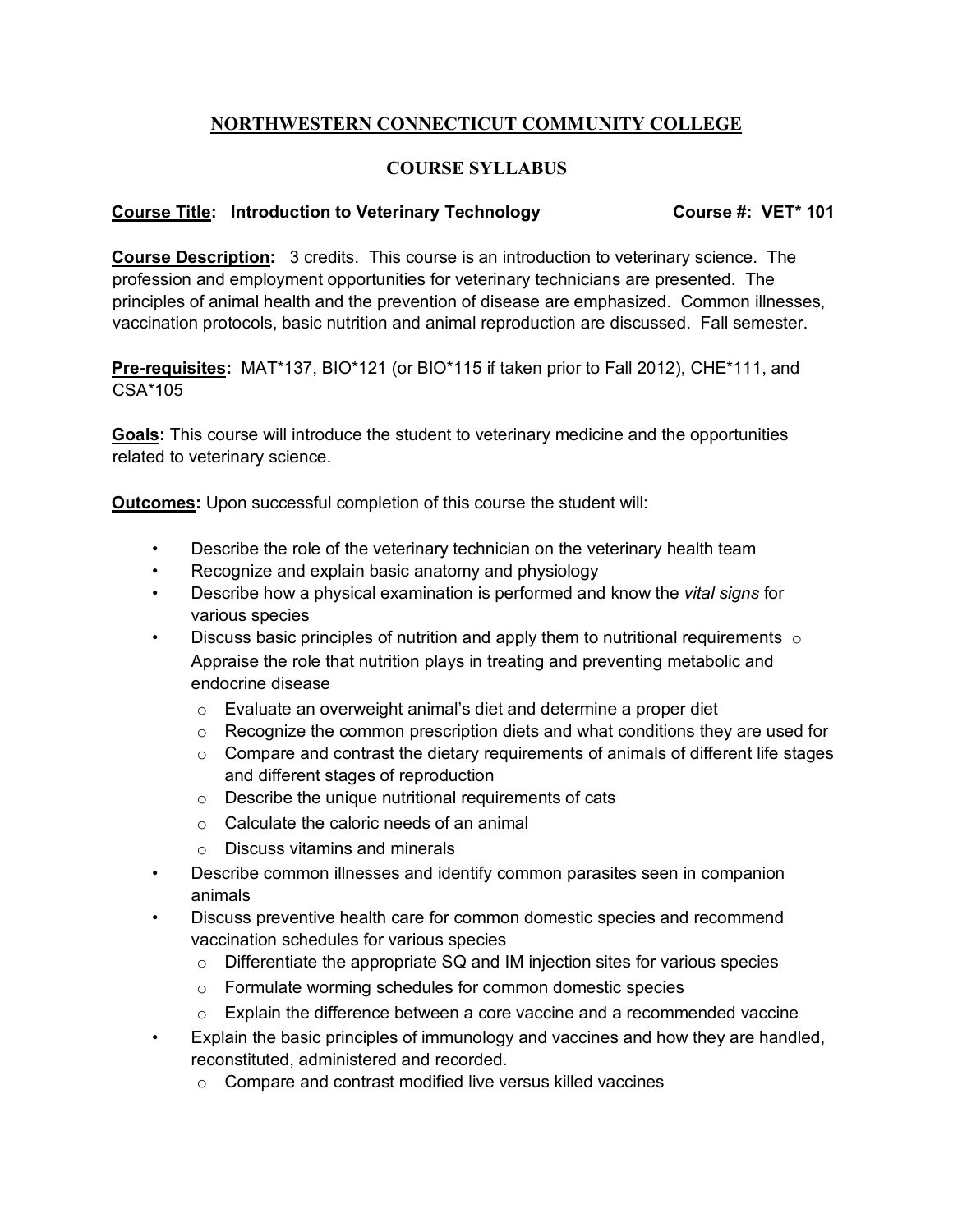# NORTHWESTERN CONNECTICUT COMMUNITY COLLEGE

## COURSE SYLLABUS

**Course Title: Introduction to Veterinary Technology** **Course #: VET* 101**

**Course Description:** 3 credits. This course is an introduction to veterinary science. The profession and employment opportunities for veterinary technicians are presented. The principles of animal health and the prevention of disease are emphasized. Common illnesses, vaccination protocols, basic nutrition and animal reproduction are discussed. Fall semester.

**Pre-requisites:** MAT*137, BIO*121 (or BIO*115 if taken prior to Fall 2012), CHE*111, and CSA*105

**Goals:** This course will introduce the student to veterinary medicine and the opportunities related to veterinary science.

**Outcomes:** Upon successful completion of this course the student will:

- Describe the role of the veterinary technician on the veterinary health team
- Recognize and explain basic anatomy and physiology
- Describe how a physical examination is performed and know the *vital signs* for various species
- Discuss basic principles of nutrition and apply them to nutritional requirements
  - Appraise the role that nutrition plays in treating and preventing metabolic and endocrine disease
  - Evaluate an overweight animal's diet and determine a proper diet
  - Recognize the common prescription diets and what conditions they are used for
  - Compare and contrast the dietary requirements of animals of different life stages and different stages of reproduction
  - Describe the unique nutritional requirements of cats
  - Calculate the caloric needs of an animal
  - Discuss vitamins and minerals
- Describe common illnesses and identify common parasites seen in companion animals
- Discuss preventive health care for common domestic species and recommend vaccination schedules for various species
  - Differentiate the appropriate SQ and IM injection sites for various species
  - Formulate worming schedules for common domestic species
  - Explain the difference between a core vaccine and a recommended vaccine
- Explain the basic principles of immunology and vaccines and how they are handled, reconstituted, administered and recorded.
  - Compare and contrast modified live versus killed vaccines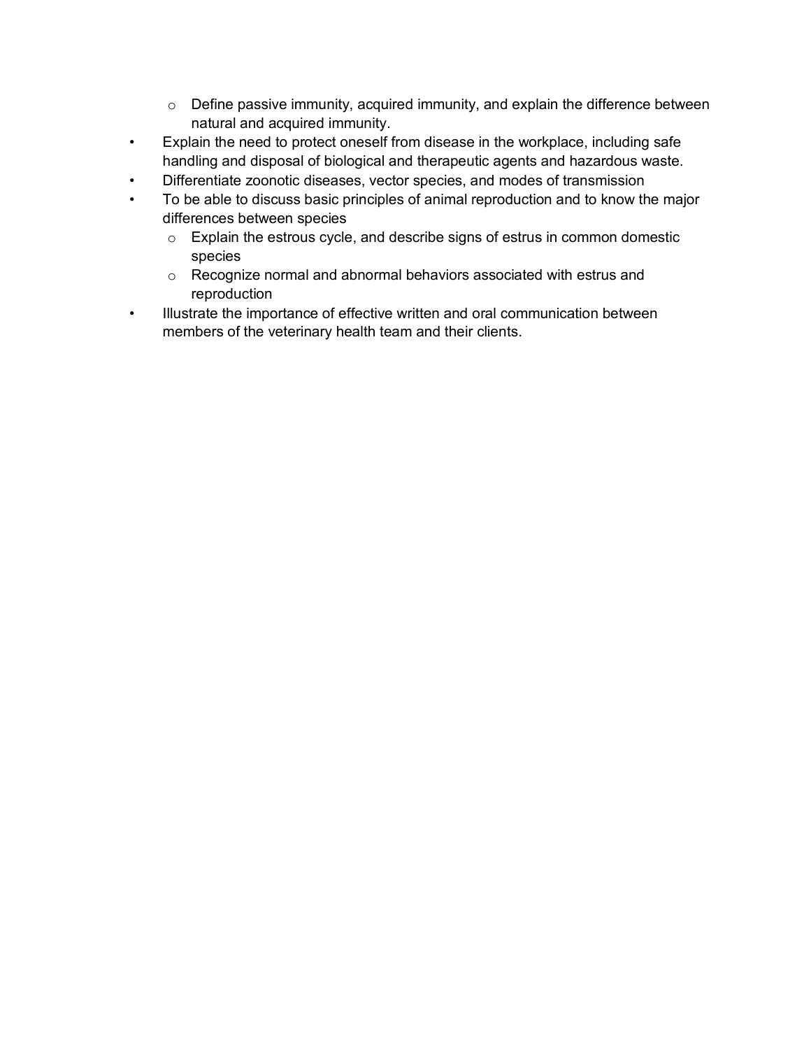- Define passive immunity, acquired immunity, and explain the difference between natural and acquired immunity.
- Explain the need to protect oneself from disease in the workplace, including safe handling and disposal of biological and therapeutic agents and hazardous waste.
- Differentiate zoonotic diseases, vector species, and modes of transmission
- To be able to discuss basic principles of animal reproduction and to know the major differences between species
  - Explain the estrous cycle, and describe signs of estrus in common domestic species
  - Recognize normal and abnormal behaviors associated with estrus and reproduction
- Illustrate the importance of effective written and oral communication between members of the veterinary health team and their clients.